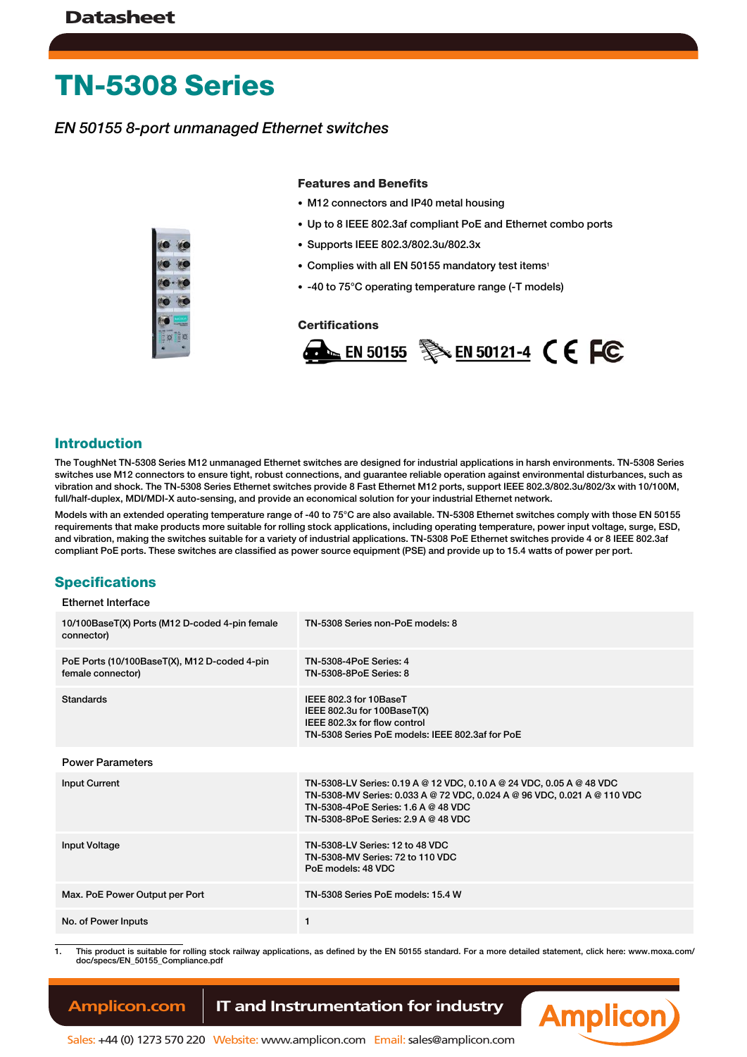# TN-5308 Series

*EN 50155 8-port unmanaged Ethernet switches*

### Features and Benefits

- M12 connectors and IP40 metal housing
- Up to 8 IEEE 802.3af compliant PoE and Ethernet combo ports
- Supports IEEE 802.3/802.3u/802.3x
- Complies with all EN 50155 mandatory test items[1]
- -40 to 75°C operating temperature range (-T models)

### Certifications

EN 50155 EN 50121-4 CE FC

## Introduction

The ToughNet TN-5308 Series M12 unmanaged Ethernet switches are designed for industrial applications in harsh environments. TN-5308 Series switches use M12 connectors to ensure tight, robust connections, and guarantee reliable operation against environmental disturbances, such as vibration and shock. The TN-5308 Series Ethernet switches provide 8 Fast Ethernet M12 ports, support IEEE 802.3/802.3u/802/3x with 10/100M, full/half-duplex, MDI/MDI-X auto-sensing, and provide an economical solution for your industrial Ethernet network.

Models with an extended operating temperature range of -40 to 75°C are also available. TN-5308 Ethernet switches comply with those EN 50155 requirements that make products more suitable for rolling stock applications, including operating temperature, power input voltage, surge, ESD, and vibration, making the switches suitable for a variety of industrial applications. TN-5308 PoE Ethernet switches provide 4 or 8 IEEE 802.3af compliant PoE ports. These switches are classified as power source equipment (PSE) and provide up to 15.4 watts of power per port.

## Specifications

### Ethernet Interface

| | |
|---|---|
| 10/100BaseT(X) Ports (M12 D-coded 4-pin female connector) | TN-5308 Series non-PoE models: 8 |
| PoE Ports (10/100BaseT(X), M12 D-coded 4-pin female connector) | TN-5308-4PoE Series: 4<br>TN-5308-8PoE Series: 8 |
| Standards | IEEE 802.3 for 10BaseT<br>IEEE 802.3u for 100BaseT(X)<br>IEEE 802.3x for flow control<br>TN-5308 Series PoE models: IEEE 802.3af for PoE |

### Power Parameters

| | |
|---|---|
| Input Current | TN-5308-LV Series: 0.19 A @ 12 VDC, 0.10 A @ 24 VDC, 0.05 A @ 48 VDC<br>TN-5308-MV Series: 0.033 A @ 72 VDC, 0.024 A @ 96 VDC, 0.021 A @ 110 VDC<br>TN-5308-4PoE Series: 1.6 A @ 48 VDC<br>TN-5308-8PoE Series: 2.9 A @ 48 VDC |
| Input Voltage | TN-5308-LV Series: 12 to 48 VDC<br>TN-5308-MV Series: 72 to 110 VDC<br>PoE models: 48 VDC |
| Max. PoE Power Output per Port | TN-5308 Series PoE models: 15.4 W |
| No. of Power Inputs | 1 |

1. This product is suitable for rolling stock railway applications, as defined by the EN 50155 standard. For a more detailed statement, click here: www.moxa.com/doc/specs/EN_50155_Compliance.pdf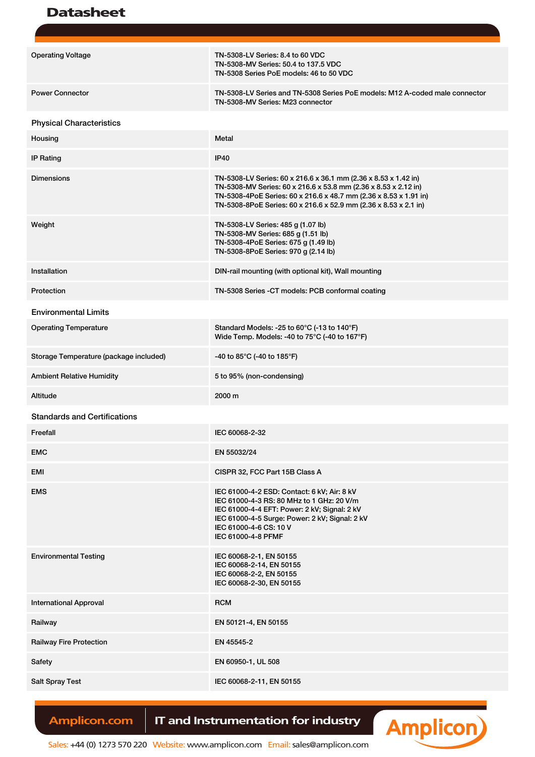| | |
|---|---|
| Operating Voltage | TN-5308-LV Series: 8.4 to 60 VDC<br>TN-5308-MV Series: 50.4 to 137.5 VDC<br>TN-5308 Series PoE models: 46 to 50 VDC |
| Power Connector | TN-5308-LV Series and TN-5308 Series PoE models: M12 A-coded male connector<br>TN-5308-MV Series: M23 connector |

## Physical Characteristics

| | |
|---|---|
| Housing | Metal |
| IP Rating | IP40 |
| Dimensions | TN-5308-LV Series: 60 x 216.6 x 36.1 mm (2.36 x 8.53 x 1.42 in)<br>TN-5308-MV Series: 60 x 216.6 x 53.8 mm (2.36 x 8.53 x 2.12 in)<br>TN-5308-4PoE Series: 60 x 216.6 x 48.7 mm (2.36 x 8.53 x 1.91 in)<br>TN-5308-8PoE Series: 60 x 216.6 x 52.9 mm (2.36 x 8.53 x 2.1 in) |
| Weight | TN-5308-LV Series: 485 g (1.07 lb)<br>TN-5308-MV Series: 685 g (1.51 lb)<br>TN-5308-4PoE Series: 675 g (1.49 lb)<br>TN-5308-8PoE Series: 970 g (2.14 lb) |
| Installation | DIN-rail mounting (with optional kit), Wall mounting |
| Protection | TN-5308 Series -CT models: PCB conformal coating |

## Environmental Limits

| | |
|---|---|
| Operating Temperature | Standard Models: -25 to 60°C (-13 to 140°F)<br>Wide Temp. Models: -40 to 75°C (-40 to 167°F) |
| Storage Temperature (package included) | -40 to 85°C (-40 to 185°F) |
| Ambient Relative Humidity | 5 to 95% (non-condensing) |
| Altitude | 2000 m |

## Standards and Certifications

| | |
|---|---|
| Freefall | IEC 60068-2-32 |
| EMC | EN 55032/24 |
| EMI | CISPR 32, FCC Part 15B Class A |
| EMS | IEC 61000-4-2 ESD: Contact: 6 kV; Air: 8 kV<br>IEC 61000-4-3 RS: 80 MHz to 1 GHz: 20 V/m<br>IEC 61000-4-4 EFT: Power: 2 kV; Signal: 2 kV<br>IEC 61000-4-5 Surge: Power: 2 kV; Signal: 2 kV<br>IEC 61000-4-6 CS: 10 V<br>IEC 61000-4-8 PFMF |
| Environmental Testing | IEC 60068-2-1, EN 50155<br>IEC 60068-2-14, EN 50155<br>IEC 60068-2-2, EN 50155<br>IEC 60068-2-30, EN 50155 |
| International Approval | RCM |
| Railway | EN 50121-4, EN 50155 |
| Railway Fire Protection | EN 45545-2 |
| Safety | EN 60950-1, UL 508 |
| Salt Spray Test | IEC 60068-2-11, EN 50155 |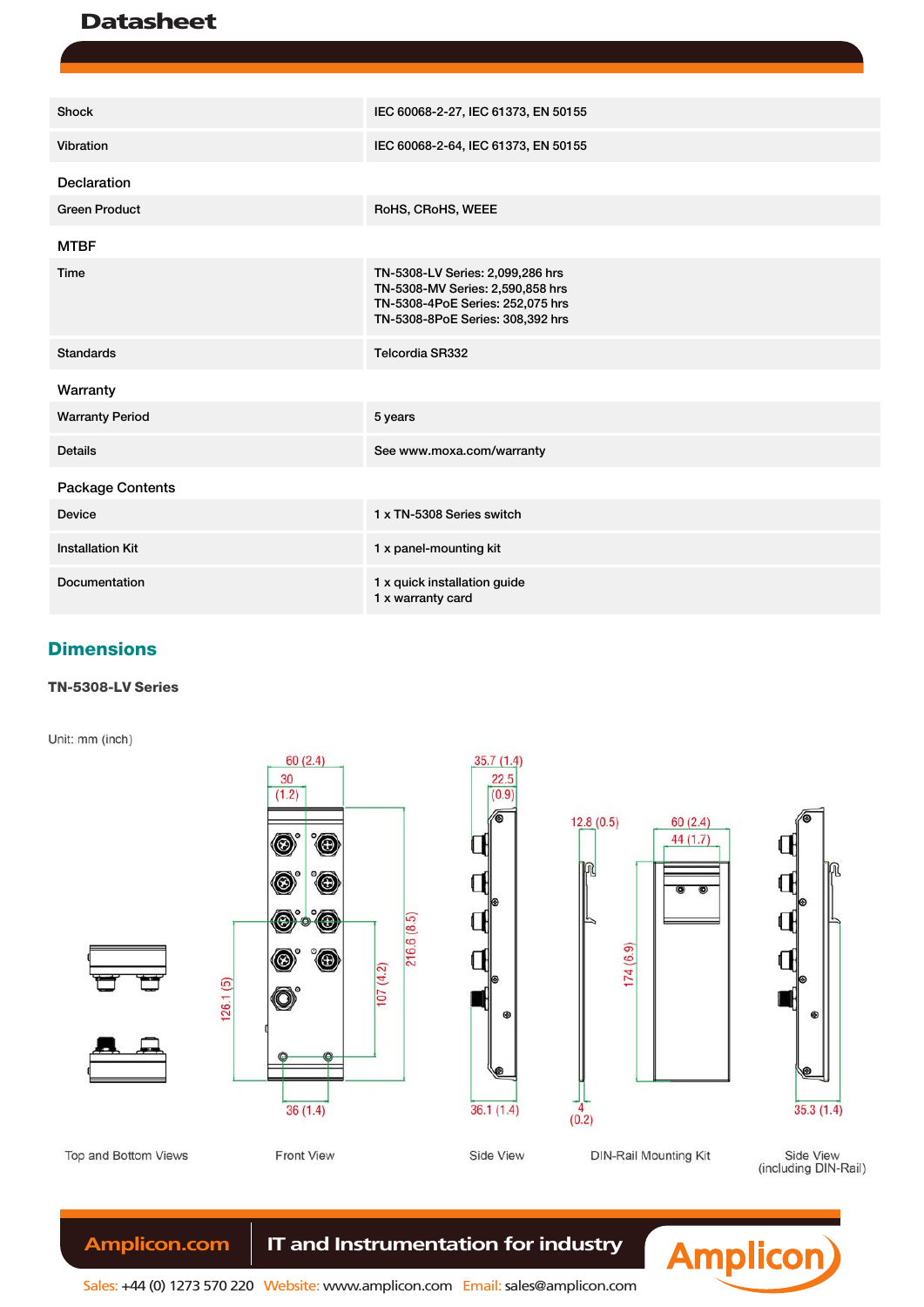| | |
|---|---|
| Shock | IEC 60068-2-27, IEC 61373, EN 50155 |
| Vibration | IEC 60068-2-64, IEC 61373, EN 50155 |
| **Declaration** | |
| Green Product | RoHS, CRoHS, WEEE |
| **MTBF** | |
| Time | TN-5308-LV Series: 2,099,286 hrs<br>TN-5308-MV Series: 2,590,858 hrs<br>TN-5308-4PoE Series: 252,075 hrs<br>TN-5308-8PoE Series: 308,392 hrs |
| Standards | Telcordia SR332 |
| **Warranty** | |
| Warranty Period | 5 years |
| Details | See www.moxa.com/warranty |
| **Package Contents** | |
| Device | 1 x TN-5308 Series switch |
| Installation Kit | 1 x panel-mounting kit |
| Documentation | 1 x quick installation guide<br>1 x warranty card |

## Dimensions

### TN-5308-LV Series

Unit: mm (inch)

Top and Bottom Views

Front View: 60 (2.4), 30 (1.2), 216.6 (8.5), 126.1 (5), 107 (4.2), 36 (1.4)

Side View: 35.7 (1.4), 22.5 (0.9), 36.1 (1.4)

DIN-Rail Mounting Kit: 12.8 (0.5), 4 (0.2), 60 (2.4), 44 (1.7), 174 (6.9)

Side View (including DIN-Rail): 35.3 (1.4)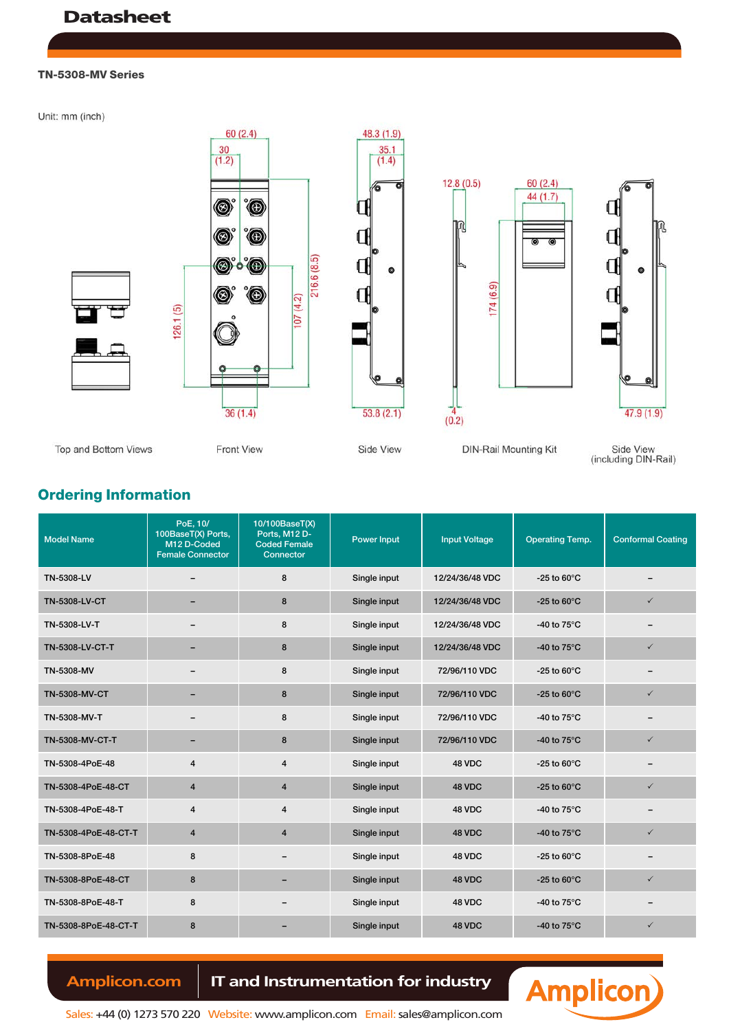TN-5308-MV Series

Unit: mm (inch)

60 (2.4)
30 (1.2)
126.1 (5)
107 (4.2)
216.6 (8.5)
36 (1.4)
48.3 (1.9)
35.1 (1.4)
53.8 (2.1)
12.8 (0.5)
4 (0.2)
60 (2.4)
44 (1.7)
174 (6.9)
47.9 (1.9)

Top and Bottom Views

Front View

Side View

DIN-Rail Mounting Kit

Side View (including DIN-Rail)

## Ordering Information

| Model Name | PoE, 10/100BaseT(X) Ports, M12 D-Coded Female Connector | 10/100BaseT(X) Ports, M12 D-Coded Female Connector | Power Input | Input Voltage | Operating Temp. | Conformal Coating |
|---|---|---|---|---|---|---|
| TN-5308-LV | – | 8 | Single input | 12/24/36/48 VDC | -25 to 60°C | – |
| TN-5308-LV-CT | – | 8 | Single input | 12/24/36/48 VDC | -25 to 60°C | ✓ |
| TN-5308-LV-T | – | 8 | Single input | 12/24/36/48 VDC | -40 to 75°C | – |
| TN-5308-LV-CT-T | – | 8 | Single input | 12/24/36/48 VDC | -40 to 75°C | ✓ |
| TN-5308-MV | – | 8 | Single input | 72/96/110 VDC | -25 to 60°C | – |
| TN-5308-MV-CT | – | 8 | Single input | 72/96/110 VDC | -25 to 60°C | ✓ |
| TN-5308-MV-T | – | 8 | Single input | 72/96/110 VDC | -40 to 75°C | – |
| TN-5308-MV-CT-T | – | 8 | Single input | 72/96/110 VDC | -40 to 75°C | ✓ |
| TN-5308-4PoE-48 | 4 | 4 | Single input | 48 VDC | -25 to 60°C | – |
| TN-5308-4PoE-48-CT | 4 | 4 | Single input | 48 VDC | -25 to 60°C | ✓ |
| TN-5308-4PoE-48-T | 4 | 4 | Single input | 48 VDC | -40 to 75°C | – |
| TN-5308-4PoE-48-CT-T | 4 | 4 | Single input | 48 VDC | -40 to 75°C | ✓ |
| TN-5308-8PoE-48 | 8 | – | Single input | 48 VDC | -25 to 60°C | – |
| TN-5308-8PoE-48-CT | 8 | – | Single input | 48 VDC | -25 to 60°C | ✓ |
| TN-5308-8PoE-48-T | 8 | – | Single input | 48 VDC | -40 to 75°C | – |
| TN-5308-8PoE-48-CT-T | 8 | – | Single input | 48 VDC | -40 to 75°C | ✓ |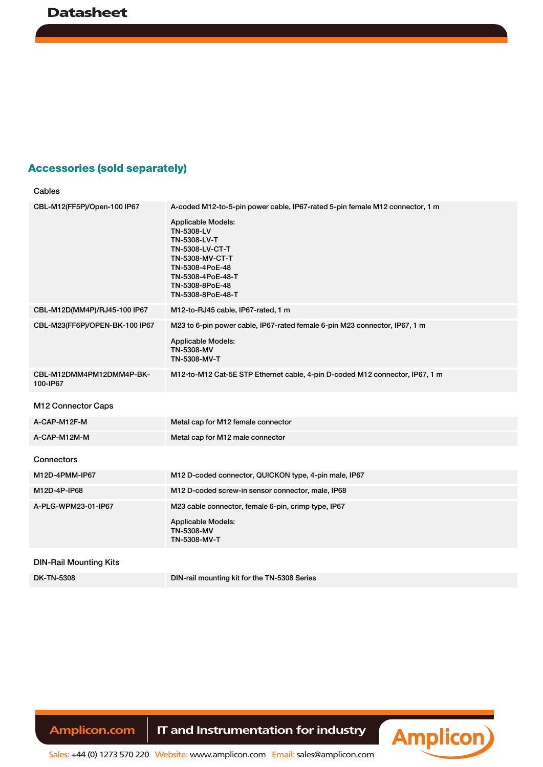## Accessories (sold separately)

### Cables

| | |
|---|---|
| CBL-M12(FF5P)/Open-100 IP67 | A-coded M12-to-5-pin power cable, IP67-rated 5-pin female M12 connector, 1 m<br><br>Applicable Models:<br>TN-5308-LV<br>TN-5308-LV-T<br>TN-5308-LV-CT-T<br>TN-5308-MV-CT-T<br>TN-5308-4PoE-48<br>TN-5308-4PoE-48-T<br>TN-5308-8PoE-48<br>TN-5308-8PoE-48-T |
| CBL-M12D(MM4P)/RJ45-100 IP67 | M12-to-RJ45 cable, IP67-rated, 1 m |
| CBL-M23(FF6P)/OPEN-BK-100 IP67 | M23 to 6-pin power cable, IP67-rated female 6-pin M23 connector, IP67, 1 m<br><br>Applicable Models:<br>TN-5308-MV<br>TN-5308-MV-T |
| CBL-M12DMM4PM12DMM4P-BK-100-IP67 | M12-to-M12 Cat-5E STP Ethernet cable, 4-pin D-coded M12 connector, IP67, 1 m |

### M12 Connector Caps

| | |
|---|---|
| A-CAP-M12F-M | Metal cap for M12 female connector |
| A-CAP-M12M-M | Metal cap for M12 male connector |

### Connectors

| | |
|---|---|
| M12D-4PMM-IP67 | M12 D-coded connector, QUICKON type, 4-pin male, IP67 |
| M12D-4P-IP68 | M12 D-coded screw-in sensor connector, male, IP68 |
| A-PLG-WPM23-01-IP67 | M23 cable connector, female 6-pin, crimp type, IP67<br><br>Applicable Models:<br>TN-5308-MV<br>TN-5308-MV-T |

### DIN-Rail Mounting Kits

| | |
|---|---|
| DK-TN-5308 | DIN-rail mounting kit for the TN-5308 Series |